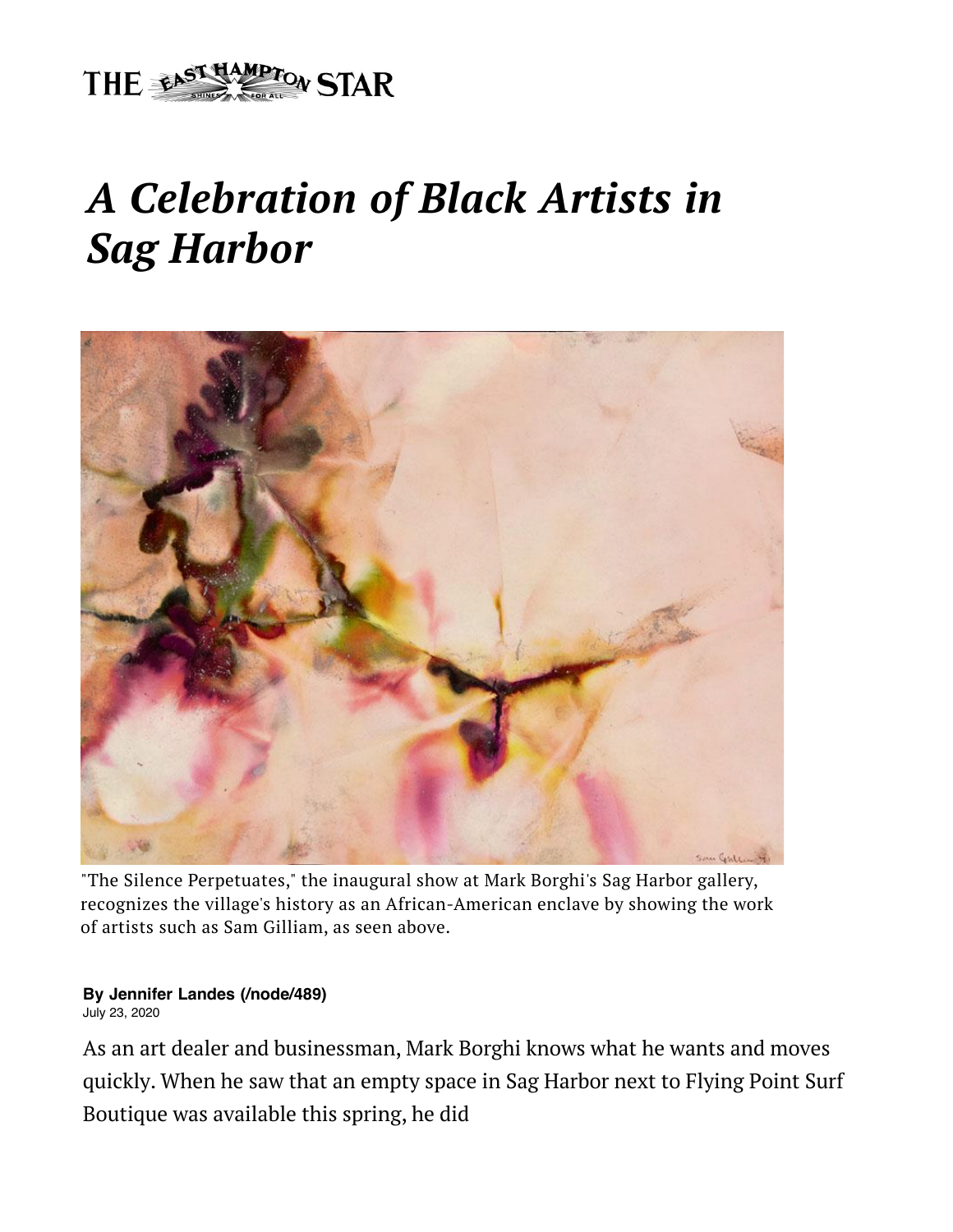# *A Celebration of Black Artists in Sag Harbor*

"The Silence Perpetuates," the inaugural show at Mark Borghi's Sag Harbor gallery, recognizes the village's history as an African-American enclave by showing the work of artists such as Sam Gilliam, as seen above.

**By Jennifer Landes (/node/489)**
July 23, 2020

As an art dealer and businessman, Mark Borghi knows what he wants and moves quickly. When he saw that an empty space in Sag Harbor next to Flying Point Surf Boutique was available this spring, he did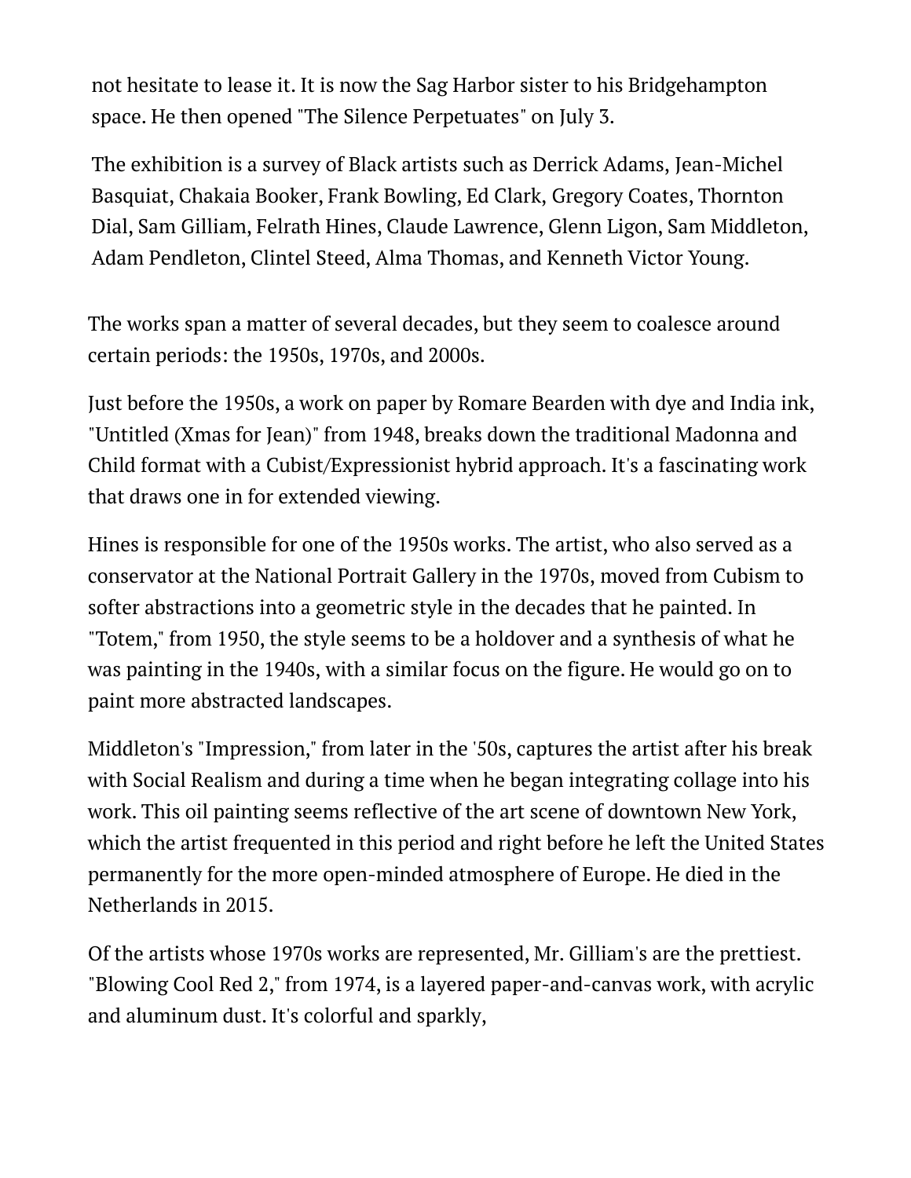not hesitate to lease it. It is now the Sag Harbor sister to his Bridgehampton space. He then opened "The Silence Perpetuates" on July 3.

The exhibition is a survey of Black artists such as Derrick Adams, Jean-Michel Basquiat, Chakaia Booker, Frank Bowling, Ed Clark, Gregory Coates, Thornton Dial, Sam Gilliam, Felrath Hines, Claude Lawrence, Glenn Ligon, Sam Middleton, Adam Pendleton, Clintel Steed, Alma Thomas, and Kenneth Victor Young.

The works span a matter of several decades, but they seem to coalesce around certain periods: the 1950s, 1970s, and 2000s.

Just before the 1950s, a work on paper by Romare Bearden with dye and India ink, "Untitled (Xmas for Jean)" from 1948, breaks down the traditional Madonna and Child format with a Cubist/Expressionist hybrid approach. It's a fascinating work that draws one in for extended viewing.

Hines is responsible for one of the 1950s works. The artist, who also served as a conservator at the National Portrait Gallery in the 1970s, moved from Cubism to softer abstractions into a geometric style in the decades that he painted. In "Totem," from 1950, the style seems to be a holdover and a synthesis of what he was painting in the 1940s, with a similar focus on the figure. He would go on to paint more abstracted landscapes.

Middleton's "Impression," from later in the '50s, captures the artist after his break with Social Realism and during a time when he began integrating collage into his work. This oil painting seems reflective of the art scene of downtown New York, which the artist frequented in this period and right before he left the United States permanently for the more open-minded atmosphere of Europe. He died in the Netherlands in 2015.

Of the artists whose 1970s works are represented, Mr. Gilliam's are the prettiest. "Blowing Cool Red 2," from 1974, is a layered paper-and-canvas work, with acrylic and aluminum dust. It's colorful and sparkly,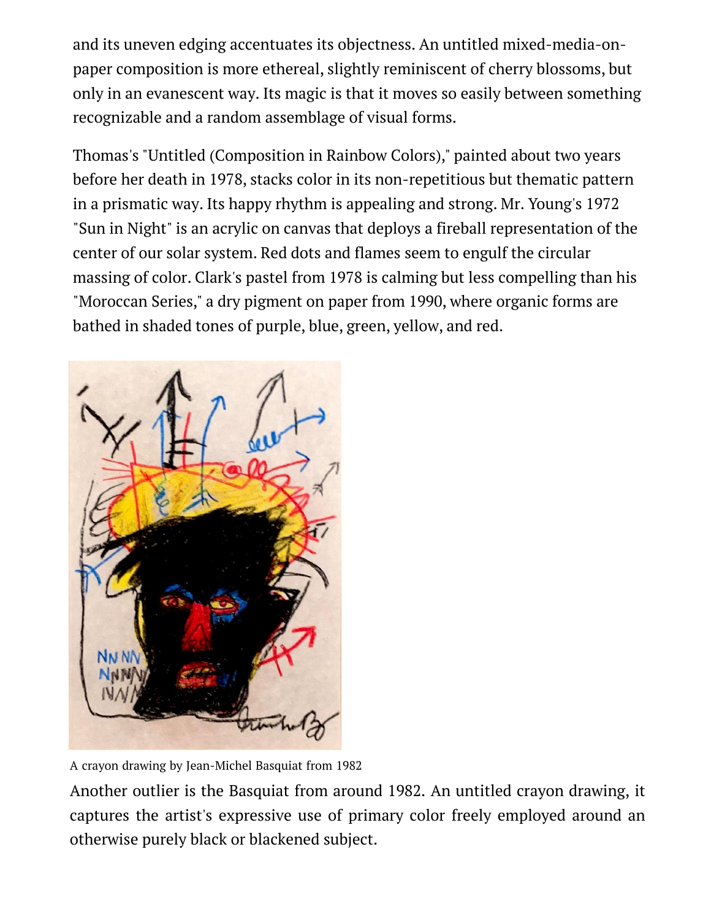and its uneven edging accentuates its objectness. An untitled mixed-media-on-paper composition is more ethereal, slightly reminiscent of cherry blossoms, but only in an evanescent way. Its magic is that it moves so easily between something recognizable and a random assemblage of visual forms.

Thomas's "Untitled (Composition in Rainbow Colors)," painted about two years before her death in 1978, stacks color in its non-repetitious but thematic pattern in a prismatic way. Its happy rhythm is appealing and strong. Mr. Young's 1972 "Sun in Night" is an acrylic on canvas that deploys a fireball representation of the center of our solar system. Red dots and flames seem to engulf the circular massing of color. Clark's pastel from 1978 is calming but less compelling than his "Moroccan Series," a dry pigment on paper from 1990, where organic forms are bathed in shaded tones of purple, blue, green, yellow, and red.

A crayon drawing by Jean-Michel Basquiat from 1982

Another outlier is the Basquiat from around 1982. An untitled crayon drawing, it captures the artist's expressive use of primary color freely employed around an otherwise purely black or blackened subject.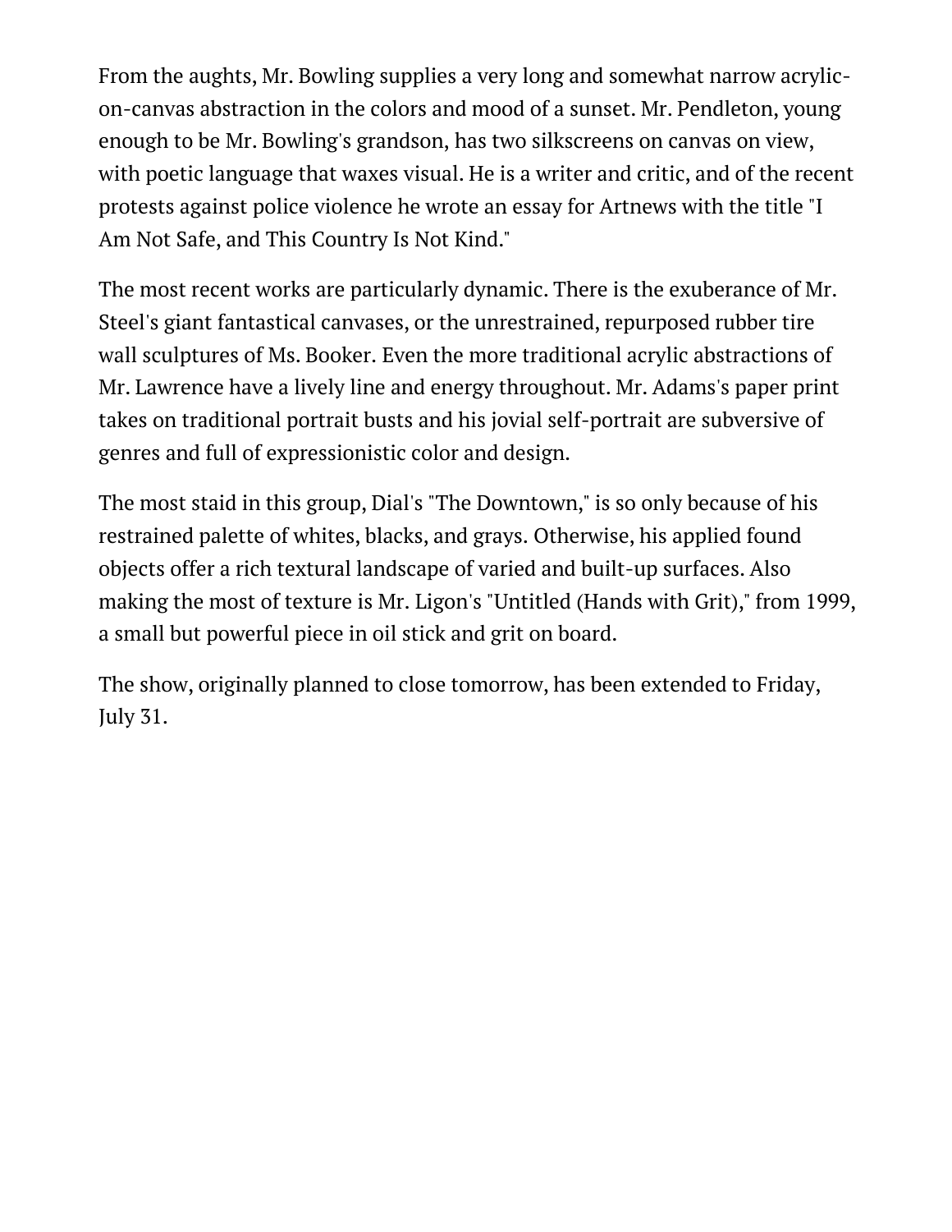From the aughts, Mr. Bowling supplies a very long and somewhat narrow acrylic-on-canvas abstraction in the colors and mood of a sunset. Mr. Pendleton, young enough to be Mr. Bowling's grandson, has two silkscreens on canvas on view, with poetic language that waxes visual. He is a writer and critic, and of the recent protests against police violence he wrote an essay for Artnews with the title "I Am Not Safe, and This Country Is Not Kind."

The most recent works are particularly dynamic. There is the exuberance of Mr. Steel's giant fantastical canvases, or the unrestrained, repurposed rubber tire wall sculptures of Ms. Booker. Even the more traditional acrylic abstractions of Mr. Lawrence have a lively line and energy throughout. Mr. Adams's paper print takes on traditional portrait busts and his jovial self-portrait are subversive of genres and full of expressionistic color and design.

The most staid in this group, Dial's "The Downtown," is so only because of his restrained palette of whites, blacks, and grays. Otherwise, his applied found objects offer a rich textural landscape of varied and built-up surfaces. Also making the most of texture is Mr. Ligon's "Untitled (Hands with Grit)," from 1999, a small but powerful piece in oil stick and grit on board.

The show, originally planned to close tomorrow, has been extended to Friday, July 31.